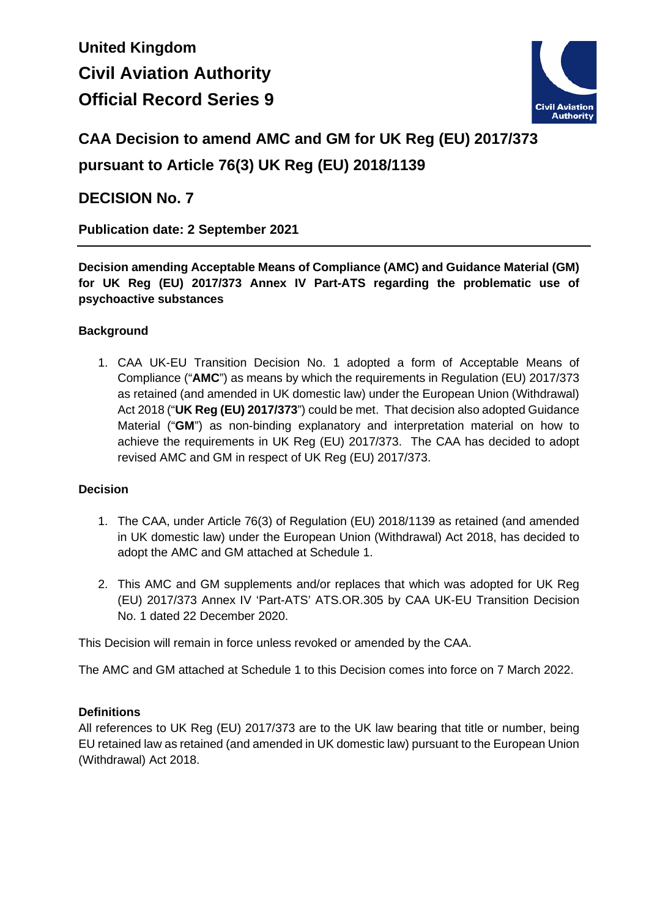# United Kingdom
# Civil Aviation Authority
# Official Record Series 9

## CAA Decision to amend AMC and GM for UK Reg (EU) 2017/373 pursuant to Article 76(3) UK Reg (EU) 2018/1139

## DECISION No. 7

**Publication date: 2 September 2021**

---

**Decision amending Acceptable Means of Compliance (AMC) and Guidance Material (GM) for UK Reg (EU) 2017/373 Annex IV Part-ATS regarding the problematic use of psychoactive substances**

### Background

1. CAA UK-EU Transition Decision No. 1 adopted a form of Acceptable Means of Compliance ("**AMC**") as means by which the requirements in Regulation (EU) 2017/373 as retained (and amended in UK domestic law) under the European Union (Withdrawal) Act 2018 ("**UK Reg (EU) 2017/373**") could be met. That decision also adopted Guidance Material ("**GM**") as non-binding explanatory and interpretation material on how to achieve the requirements in UK Reg (EU) 2017/373. The CAA has decided to adopt revised AMC and GM in respect of UK Reg (EU) 2017/373.

### Decision

1. The CAA, under Article 76(3) of Regulation (EU) 2018/1139 as retained (and amended in UK domestic law) under the European Union (Withdrawal) Act 2018, has decided to adopt the AMC and GM attached at Schedule 1.

2. This AMC and GM supplements and/or replaces that which was adopted for UK Reg (EU) 2017/373 Annex IV 'Part-ATS' ATS.OR.305 by CAA UK-EU Transition Decision No. 1 dated 22 December 2020.

This Decision will remain in force unless revoked or amended by the CAA.

The AMC and GM attached at Schedule 1 to this Decision comes into force on 7 March 2022.

### Definitions

All references to UK Reg (EU) 2017/373 are to the UK law bearing that title or number, being EU retained law as retained (and amended in UK domestic law) pursuant to the European Union (Withdrawal) Act 2018.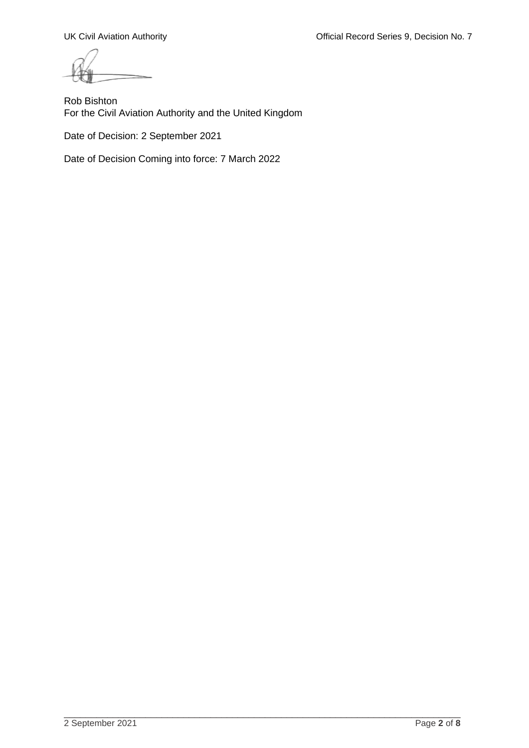Rob Bishton
For the Civil Aviation Authority and the United Kingdom

Date of Decision: 2 September 2021

Date of Decision Coming into force: 7 March 2022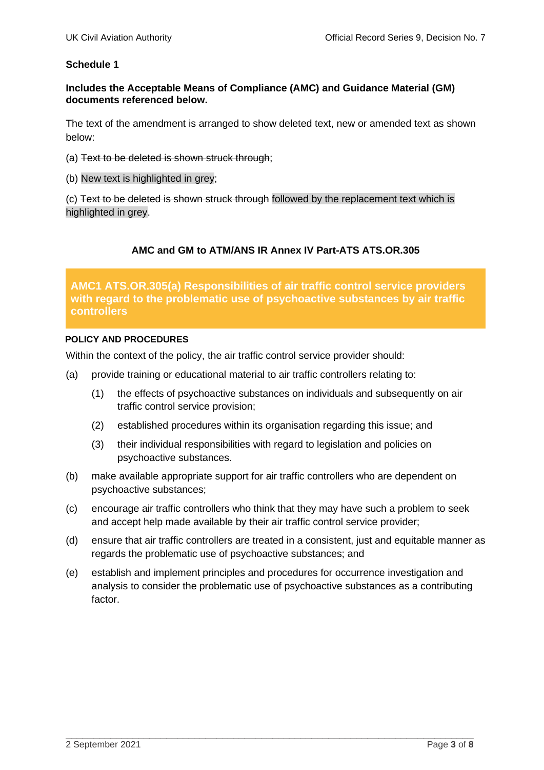**Schedule 1**

**Includes the Acceptable Means of Compliance (AMC) and Guidance Material (GM) documents referenced below.**

The text of the amendment is arranged to show deleted text, new or amended text as shown below:

(a) ~~Text to be deleted is shown struck through~~;

(b) New text is highlighted in grey;

(c) ~~Text to be deleted is shown struck through~~ followed by the replacement text which is highlighted in grey.

**AMC and GM to ATM/ANS IR Annex IV Part-ATS ATS.OR.305**

## AMC1 ATS.OR.305(a) Responsibilities of air traffic control service providers with regard to the problematic use of psychoactive substances by air traffic controllers

**POLICY AND PROCEDURES**

Within the context of the policy, the air traffic control service provider should:

(a) provide training or educational material to air traffic controllers relating to:

  (1) the effects of psychoactive substances on individuals and subsequently on air traffic control service provision;

  (2) established procedures within its organisation regarding this issue; and

  (3) their individual responsibilities with regard to legislation and policies on psychoactive substances.

(b) make available appropriate support for air traffic controllers who are dependent on psychoactive substances;

(c) encourage air traffic controllers who think that they may have such a problem to seek and accept help made available by their air traffic control service provider;

(d) ensure that air traffic controllers are treated in a consistent, just and equitable manner as regards the problematic use of psychoactive substances; and

(e) establish and implement principles and procedures for occurrence investigation and analysis to consider the problematic use of psychoactive substances as a contributing factor.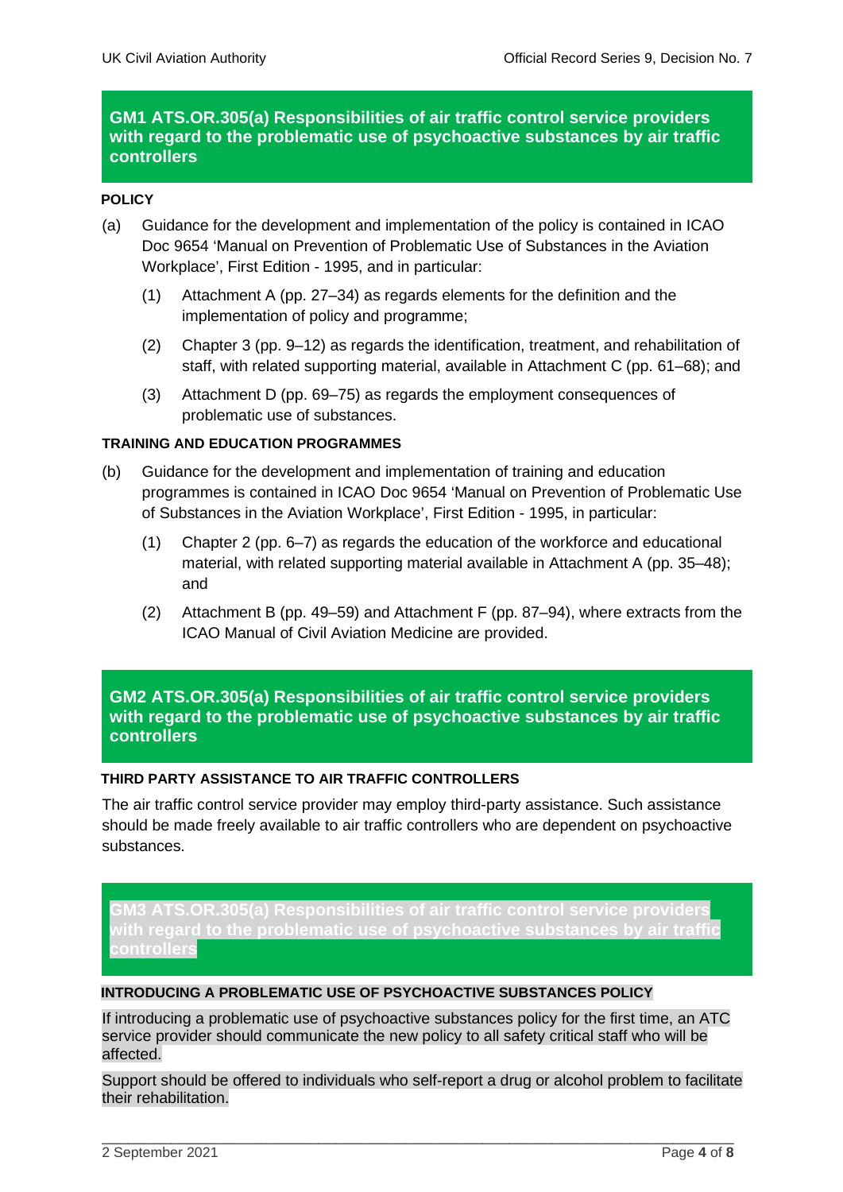## GM1 ATS.OR.305(a) Responsibilities of air traffic control service providers with regard to the problematic use of psychoactive substances by air traffic controllers

**POLICY**

(a) Guidance for the development and implementation of the policy is contained in ICAO Doc 9654 'Manual on Prevention of Problematic Use of Substances in the Aviation Workplace', First Edition - 1995, and in particular:

(1) Attachment A (pp. 27–34) as regards elements for the definition and the implementation of policy and programme;

(2) Chapter 3 (pp. 9–12) as regards the identification, treatment, and rehabilitation of staff, with related supporting material, available in Attachment C (pp. 61–68); and

(3) Attachment D (pp. 69–75) as regards the employment consequences of problematic use of substances.

**TRAINING AND EDUCATION PROGRAMMES**

(b) Guidance for the development and implementation of training and education programmes is contained in ICAO Doc 9654 'Manual on Prevention of Problematic Use of Substances in the Aviation Workplace', First Edition - 1995, in particular:

(1) Chapter 2 (pp. 6–7) as regards the education of the workforce and educational material, with related supporting material available in Attachment A (pp. 35–48); and

(2) Attachment B (pp. 49–59) and Attachment F (pp. 87–94), where extracts from the ICAO Manual of Civil Aviation Medicine are provided.

## GM2 ATS.OR.305(a) Responsibilities of air traffic control service providers with regard to the problematic use of psychoactive substances by air traffic controllers

**THIRD PARTY ASSISTANCE TO AIR TRAFFIC CONTROLLERS**

The air traffic control service provider may employ third-party assistance. Such assistance should be made freely available to air traffic controllers who are dependent on psychoactive substances.

## GM3 ATS.OR.305(a) Responsibilities of air traffic control service providers with regard to the problematic use of psychoactive substances by air traffic controllers

**INTRODUCING A PROBLEMATIC USE OF PSYCHOACTIVE SUBSTANCES POLICY**

If introducing a problematic use of psychoactive substances policy for the first time, an ATC service provider should communicate the new policy to all safety critical staff who will be affected.

Support should be offered to individuals who self-report a drug or alcohol problem to facilitate their rehabilitation.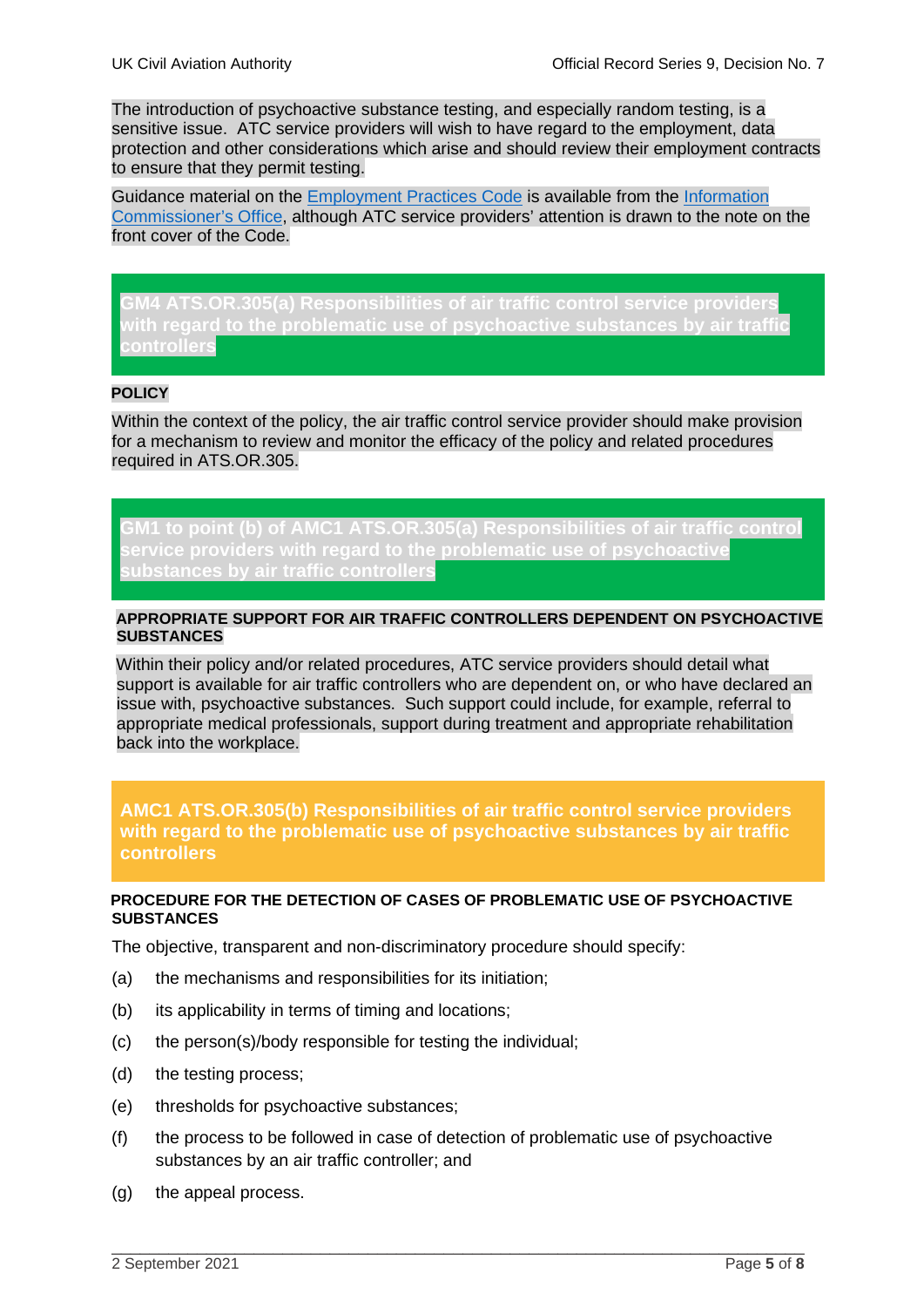The introduction of psychoactive substance testing, and especially random testing, is a sensitive issue. ATC service providers will wish to have regard to the employment, data protection and other considerations which arise and should review their employment contracts to ensure that they permit testing.

Guidance material on the [Employment Practices Code](#) is available from the [Information Commissioner's Office](#), although ATC service providers' attention is drawn to the note on the front cover of the Code.

## GM4 ATS.OR.305(a) Responsibilities of air traffic control service providers with regard to the problematic use of psychoactive substances by air traffic controllers

**POLICY**

Within the context of the policy, the air traffic control service provider should make provision for a mechanism to review and monitor the efficacy of the policy and related procedures required in ATS.OR.305.

## GM1 to point (b) of AMC1 ATS.OR.305(a) Responsibilities of air traffic control service providers with regard to the problematic use of psychoactive substances by air traffic controllers

**APPROPRIATE SUPPORT FOR AIR TRAFFIC CONTROLLERS DEPENDENT ON PSYCHOACTIVE SUBSTANCES**

Within their policy and/or related procedures, ATC service providers should detail what support is available for air traffic controllers who are dependent on, or who have declared an issue with, psychoactive substances. Such support could include, for example, referral to appropriate medical professionals, support during treatment and appropriate rehabilitation back into the workplace.

## AMC1 ATS.OR.305(b) Responsibilities of air traffic control service providers with regard to the problematic use of psychoactive substances by air traffic controllers

**PROCEDURE FOR THE DETECTION OF CASES OF PROBLEMATIC USE OF PSYCHOACTIVE SUBSTANCES**

The objective, transparent and non-discriminatory procedure should specify:

(a) the mechanisms and responsibilities for its initiation;

(b) its applicability in terms of timing and locations;

(c) the person(s)/body responsible for testing the individual;

(d) the testing process;

(e) thresholds for psychoactive substances;

(f) the process to be followed in case of detection of problematic use of psychoactive substances by an air traffic controller; and

(g) the appeal process.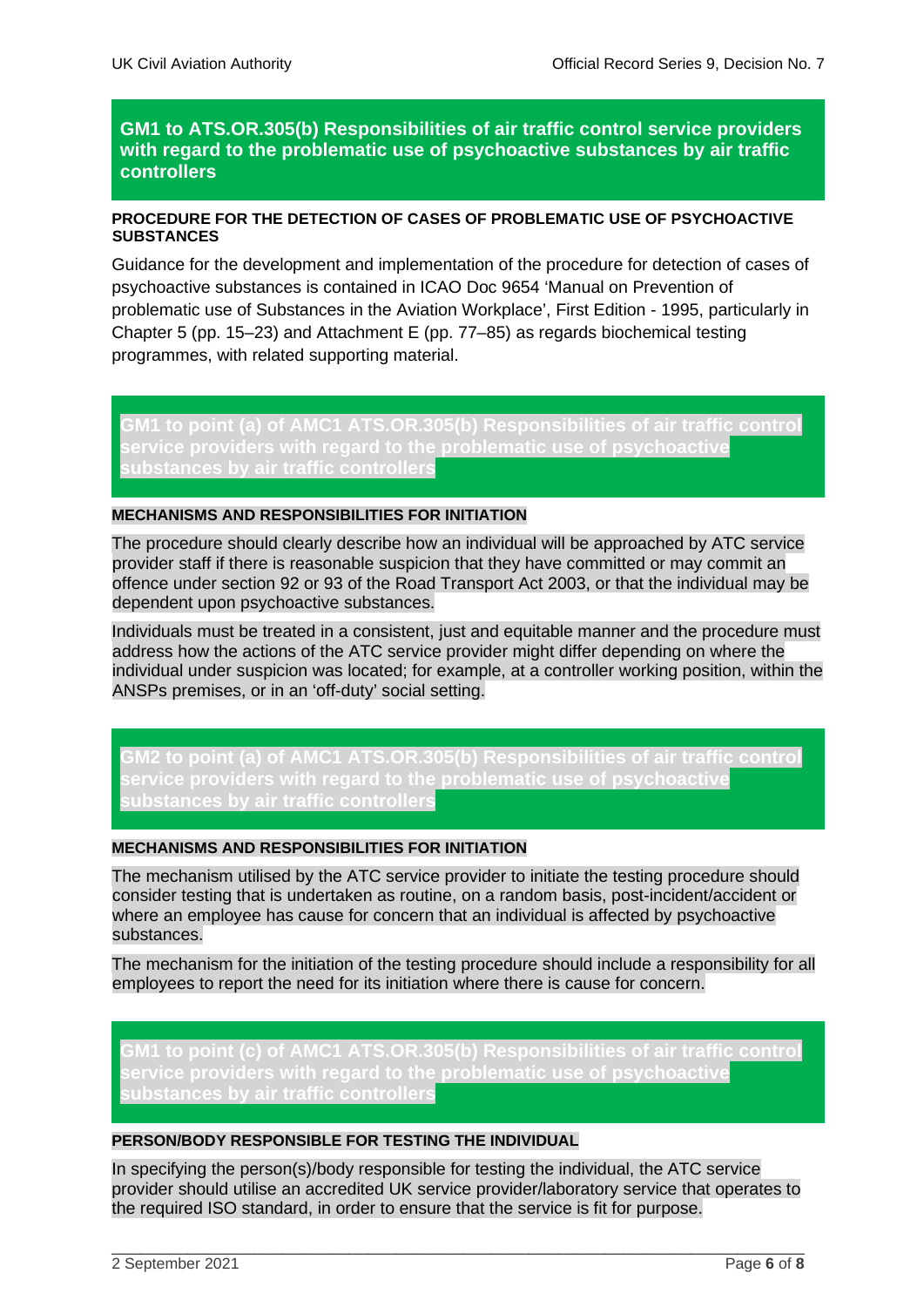## GM1 to ATS.OR.305(b) Responsibilities of air traffic control service providers with regard to the problematic use of psychoactive substances by air traffic controllers

#### PROCEDURE FOR THE DETECTION OF CASES OF PROBLEMATIC USE OF PSYCHOACTIVE SUBSTANCES

Guidance for the development and implementation of the procedure for detection of cases of psychoactive substances is contained in ICAO Doc 9654 'Manual on Prevention of problematic use of Substances in the Aviation Workplace', First Edition - 1995, particularly in Chapter 5 (pp. 15–23) and Attachment E (pp. 77–85) as regards biochemical testing programmes, with related supporting material.

## GM1 to point (a) of AMC1 ATS.OR.305(b) Responsibilities of air traffic control service providers with regard to the problematic use of psychoactive substances by air traffic controllers

#### MECHANISMS AND RESPONSIBILITIES FOR INITIATION

The procedure should clearly describe how an individual will be approached by ATC service provider staff if there is reasonable suspicion that they have committed or may commit an offence under section 92 or 93 of the Road Transport Act 2003, or that the individual may be dependent upon psychoactive substances.

Individuals must be treated in a consistent, just and equitable manner and the procedure must address how the actions of the ATC service provider might differ depending on where the individual under suspicion was located; for example, at a controller working position, within the ANSPs premises, or in an 'off-duty' social setting.

## GM2 to point (a) of AMC1 ATS.OR.305(b) Responsibilities of air traffic control service providers with regard to the problematic use of psychoactive substances by air traffic controllers

#### MECHANISMS AND RESPONSIBILITIES FOR INITIATION

The mechanism utilised by the ATC service provider to initiate the testing procedure should consider testing that is undertaken as routine, on a random basis, post-incident/accident or where an employee has cause for concern that an individual is affected by psychoactive substances.

The mechanism for the initiation of the testing procedure should include a responsibility for all employees to report the need for its initiation where there is cause for concern.

## GM1 to point (c) of AMC1 ATS.OR.305(b) Responsibilities of air traffic control service providers with regard to the problematic use of psychoactive substances by air traffic controllers

#### PERSON/BODY RESPONSIBLE FOR TESTING THE INDIVIDUAL

In specifying the person(s)/body responsible for testing the individual, the ATC service provider should utilise an accredited UK service provider/laboratory service that operates to the required ISO standard, in order to ensure that the service is fit for purpose.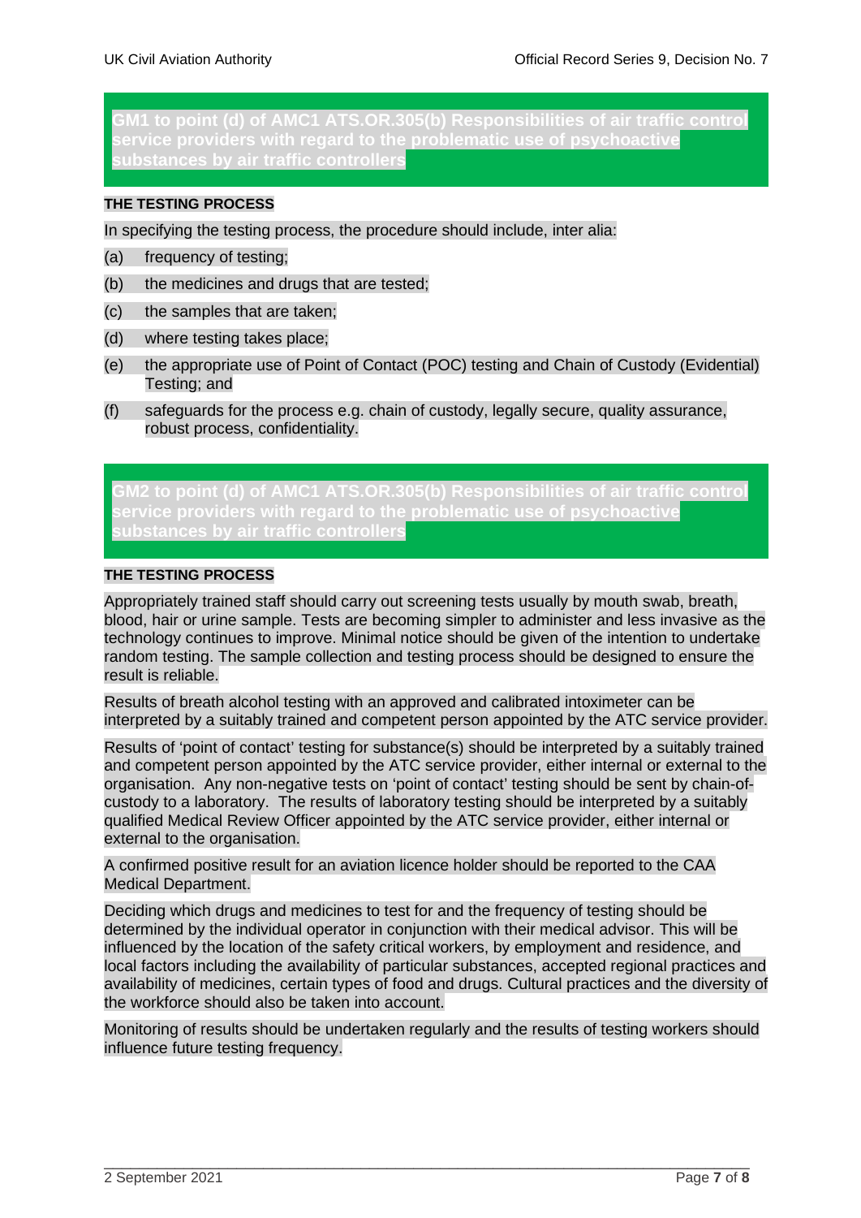## GM1 to point (d) of AMC1 ATS.OR.305(b) Responsibilities of air traffic control service providers with regard to the problematic use of psychoactive substances by air traffic controllers

**THE TESTING PROCESS**

In specifying the testing process, the procedure should include, inter alia:

(a) frequency of testing;

(b) the medicines and drugs that are tested;

(c) the samples that are taken;

(d) where testing takes place;

(e) the appropriate use of Point of Contact (POC) testing and Chain of Custody (Evidential) Testing; and

(f) safeguards for the process e.g. chain of custody, legally secure, quality assurance, robust process, confidentiality.

## GM2 to point (d) of AMC1 ATS.OR.305(b) Responsibilities of air traffic control service providers with regard to the problematic use of psychoactive substances by air traffic controllers

**THE TESTING PROCESS**

Appropriately trained staff should carry out screening tests usually by mouth swab, breath, blood, hair or urine sample. Tests are becoming simpler to administer and less invasive as the technology continues to improve. Minimal notice should be given of the intention to undertake random testing. The sample collection and testing process should be designed to ensure the result is reliable.

Results of breath alcohol testing with an approved and calibrated intoximeter can be interpreted by a suitably trained and competent person appointed by the ATC service provider.

Results of 'point of contact' testing for substance(s) should be interpreted by a suitably trained and competent person appointed by the ATC service provider, either internal or external to the organisation. Any non-negative tests on 'point of contact' testing should be sent by chain-of-custody to a laboratory. The results of laboratory testing should be interpreted by a suitably qualified Medical Review Officer appointed by the ATC service provider, either internal or external to the organisation.

A confirmed positive result for an aviation licence holder should be reported to the CAA Medical Department.

Deciding which drugs and medicines to test for and the frequency of testing should be determined by the individual operator in conjunction with their medical advisor. This will be influenced by the location of the safety critical workers, by employment and residence, and local factors including the availability of particular substances, accepted regional practices and availability of medicines, certain types of food and drugs. Cultural practices and the diversity of the workforce should also be taken into account.

Monitoring of results should be undertaken regularly and the results of testing workers should influence future testing frequency.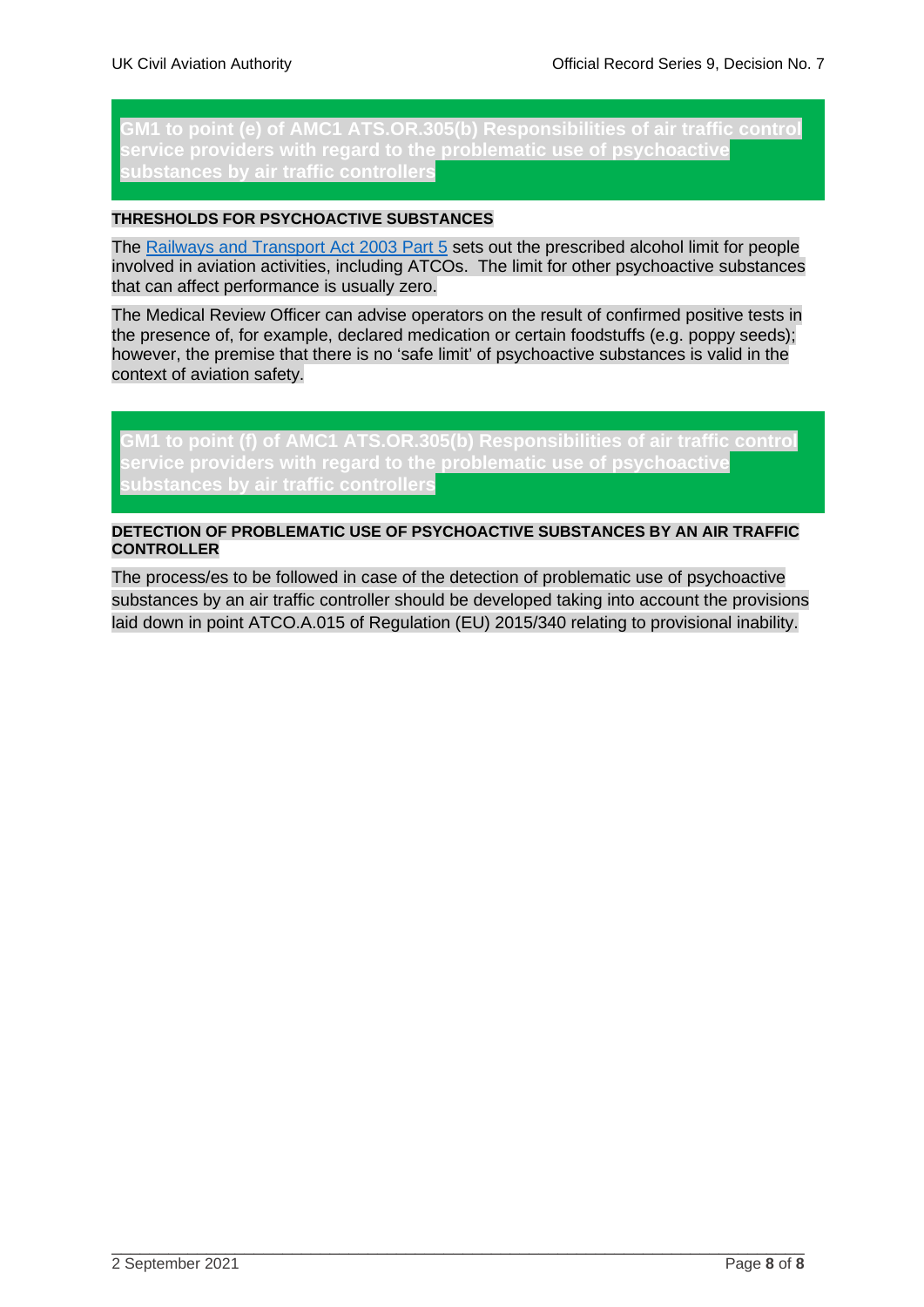## GM1 to point (e) of AMC1 ATS.OR.305(b) Responsibilities of air traffic control service providers with regard to the problematic use of psychoactive substances by air traffic controllers

**THRESHOLDS FOR PSYCHOACTIVE SUBSTANCES**

The Railways and Transport Act 2003 Part 5 sets out the prescribed alcohol limit for people involved in aviation activities, including ATCOs. The limit for other psychoactive substances that can affect performance is usually zero.

The Medical Review Officer can advise operators on the result of confirmed positive tests in the presence of, for example, declared medication or certain foodstuffs (e.g. poppy seeds); however, the premise that there is no 'safe limit' of psychoactive substances is valid in the context of aviation safety.

## GM1 to point (f) of AMC1 ATS.OR.305(b) Responsibilities of air traffic control service providers with regard to the problematic use of psychoactive substances by air traffic controllers

**DETECTION OF PROBLEMATIC USE OF PSYCHOACTIVE SUBSTANCES BY AN AIR TRAFFIC CONTROLLER**

The process/es to be followed in case of the detection of problematic use of psychoactive substances by an air traffic controller should be developed taking into account the provisions laid down in point ATCO.A.015 of Regulation (EU) 2015/340 relating to provisional inability.